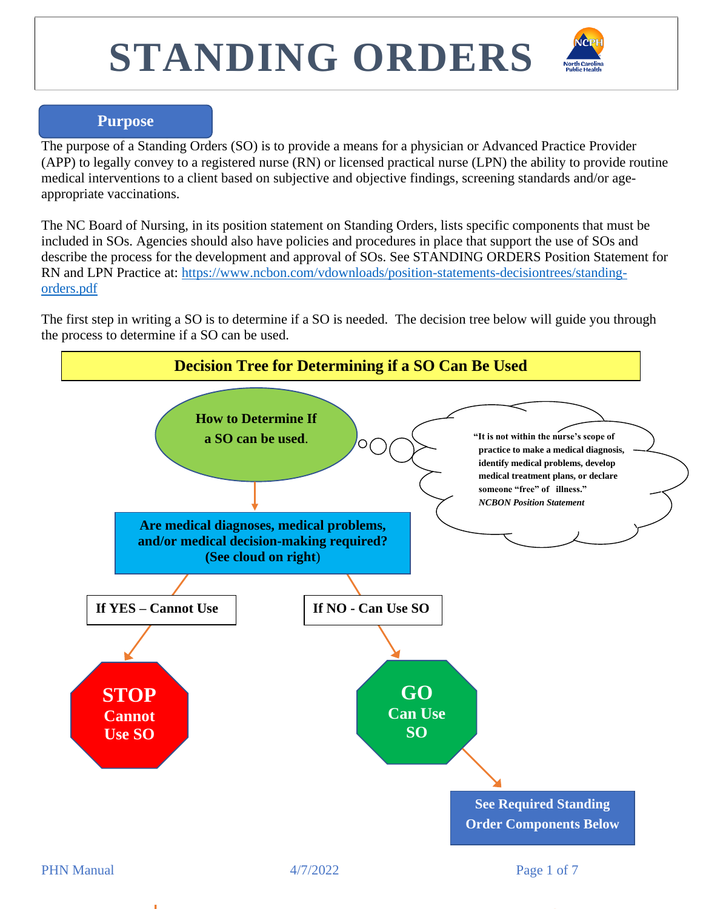# STANDING ORDERS

## Purpose

The purpose of a Standing Orders (SO) is to provide a means for a physician or Advanced Practice Provider (APP) to legally convey to a registered nurse (RN) or licensed practical nurse (LPN) the ability to provide routine medical interventions to a client based on subjective and objective findings, screening standards and/or age-appropriate vaccinations.

The NC Board of Nursing, in its position statement on Standing Orders, lists specific components that must be included in SOs. Agencies should also have policies and procedures in place that support the use of SOs and describe the process for the development and approval of SOs. See STANDING ORDERS Position Statement for RN and LPN Practice at: [https://www.ncbon.com/vdownloads/position-statements-decisiontrees/standing-orders.pdf](https://www.ncbon.com/vdownloads/position-statements-decisiontrees/standing-orders.pdf)

The first step in writing a SO is to determine if a SO is needed. The decision tree below will guide you through the process to determine if a SO can be used.

### Decision Tree for Determining if a SO Can Be Used

**How to Determine If a SO can be used.**

> **"It is not within the nurse's scope of practice to make a medical diagnosis, identify medical problems, develop medical treatment plans, or declare someone "free" of illness."**
> ***NCBON Position Statement***

**Are medical diagnoses, medical problems, and/or medical decision-making required? (See cloud on right)**

- **If YES – Cannot Use** → **STOP Cannot Use SO**
- **If NO - Can Use SO** → **GO Can Use SO** → **See Required Standing Order Components Below**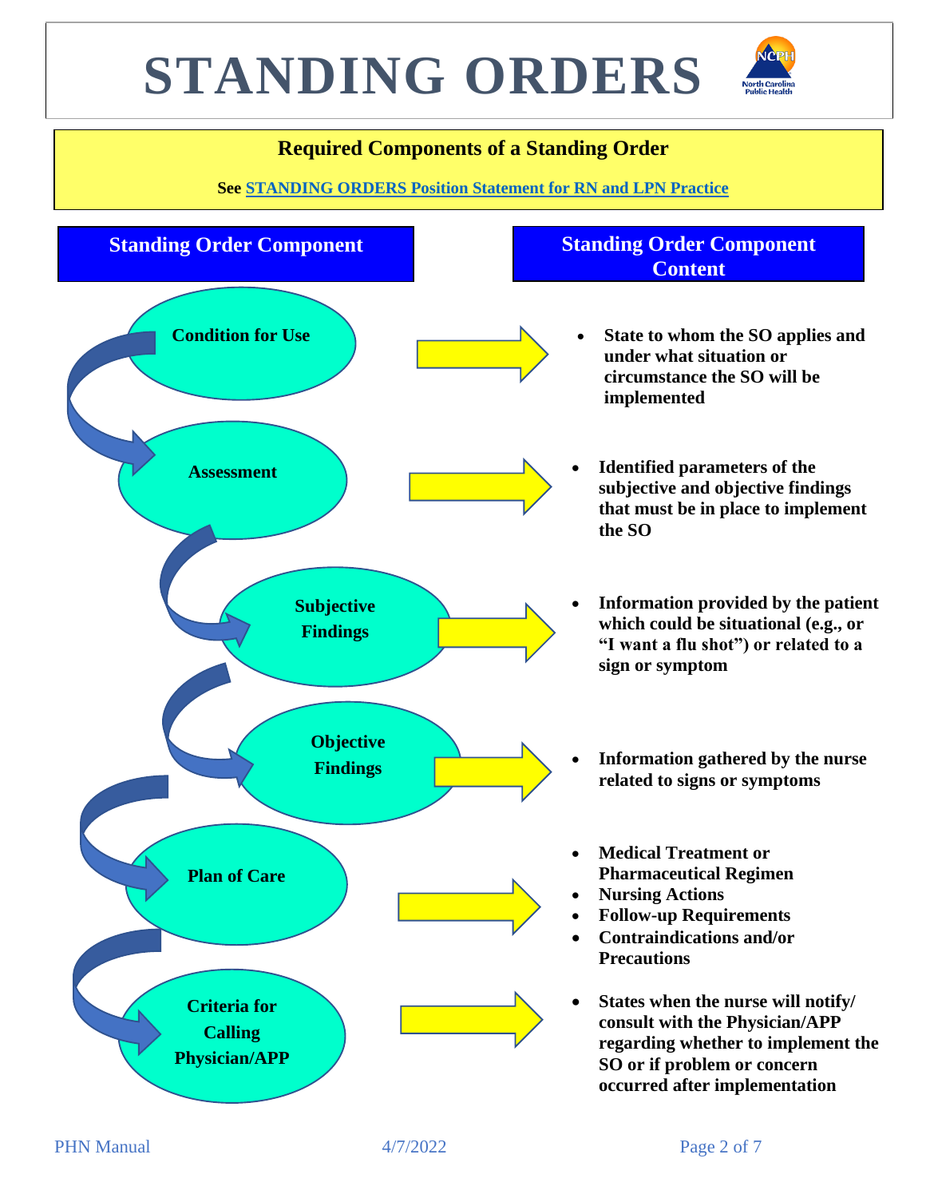# STANDING ORDERS

## Required Components of a Standing Order

**See STANDING ORDERS Position Statement for RN and LPN Practice**

| Standing Order Component | Standing Order Component Content |
|---|---|
| Condition for Use | • State to whom the SO applies and under what situation or circumstance the SO will be implemented |
| Assessment | • Identified parameters of the subjective and objective findings that must be in place to implement the SO |
| Subjective Findings | • Information provided by the patient which could be situational (e.g., or "I want a flu shot") or related to a sign or symptom |
| Objective Findings | • Information gathered by the nurse related to signs or symptoms |
| Plan of Care | • Medical Treatment or Pharmaceutical Regimen<br>• Nursing Actions<br>• Follow-up Requirements<br>• Contraindications and/or Precautions |
| Criteria for Calling Physician/APP | • States when the nurse will notify/ consult with the Physician/APP regarding whether to implement the SO or if problem or concern occurred after implementation |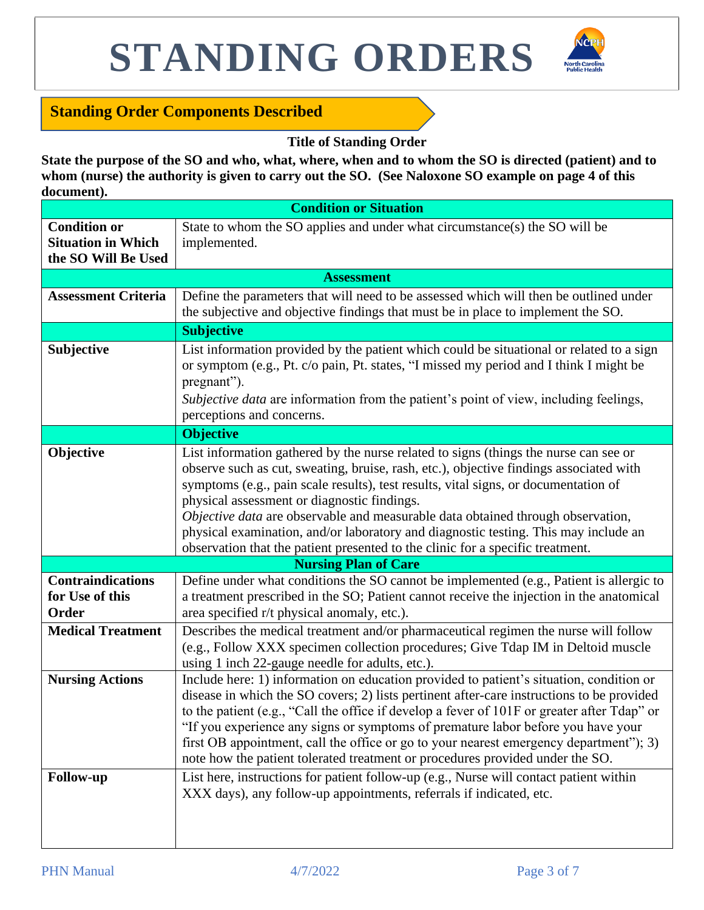# STANDING ORDERS

## Standing Order Components Described

**Title of Standing Order**

**State the purpose of the SO and who, what, where, when and to whom the SO is directed (patient) and to whom (nurse) the authority is given to carry out the SO. (See Naloxone SO example on page 4 of this document).**

| **Condition or Situation** | |
|---|---|
| **Condition or Situation in Which the SO Will Be Used** | State to whom the SO applies and under what circumstance(s) the SO will be implemented. |
| **Assessment** | |
| **Assessment Criteria** | Define the parameters that will need to be assessed which will then be outlined under the subjective and objective findings that must be in place to implement the SO. |
| | **Subjective** |
| **Subjective** | List information provided by the patient which could be situational or related to a sign or symptom (e.g., Pt. c/o pain, Pt. states, "I missed my period and I think I might be pregnant"). *Subjective data* are information from the patient's point of view, including feelings, perceptions and concerns. |
| | **Objective** |
| **Objective** | List information gathered by the nurse related to signs (things the nurse can see or observe such as cut, sweating, bruise, rash, etc.), objective findings associated with symptoms (e.g., pain scale results), test results, vital signs, or documentation of physical assessment or diagnostic findings. *Objective data* are observable and measurable data obtained through observation, physical examination, and/or laboratory and diagnostic testing. This may include an observation that the patient presented to the clinic for a specific treatment. |
| **Nursing Plan of Care** | |
| **Contraindications for Use of this Order** | Define under what conditions the SO cannot be implemented (e.g., Patient is allergic to a treatment prescribed in the SO; Patient cannot receive the injection in the anatomical area specified r/t physical anomaly, etc.). |
| **Medical Treatment** | Describes the medical treatment and/or pharmaceutical regimen the nurse will follow (e.g., Follow XXX specimen collection procedures; Give Tdap IM in Deltoid muscle using 1 inch 22-gauge needle for adults, etc.). |
| **Nursing Actions** | Include here: 1) information on education provided to patient's situation, condition or disease in which the SO covers; 2) lists pertinent after-care instructions to be provided to the patient (e.g., "Call the office if develop a fever of 101F or greater after Tdap" or "If you experience any signs or symptoms of premature labor before you have your first OB appointment, call the office or go to your nearest emergency department"); 3) note how the patient tolerated treatment or procedures provided under the SO. |
| **Follow-up** | List here, instructions for patient follow-up (e.g., Nurse will contact patient within XXX days), any follow-up appointments, referrals if indicated, etc. |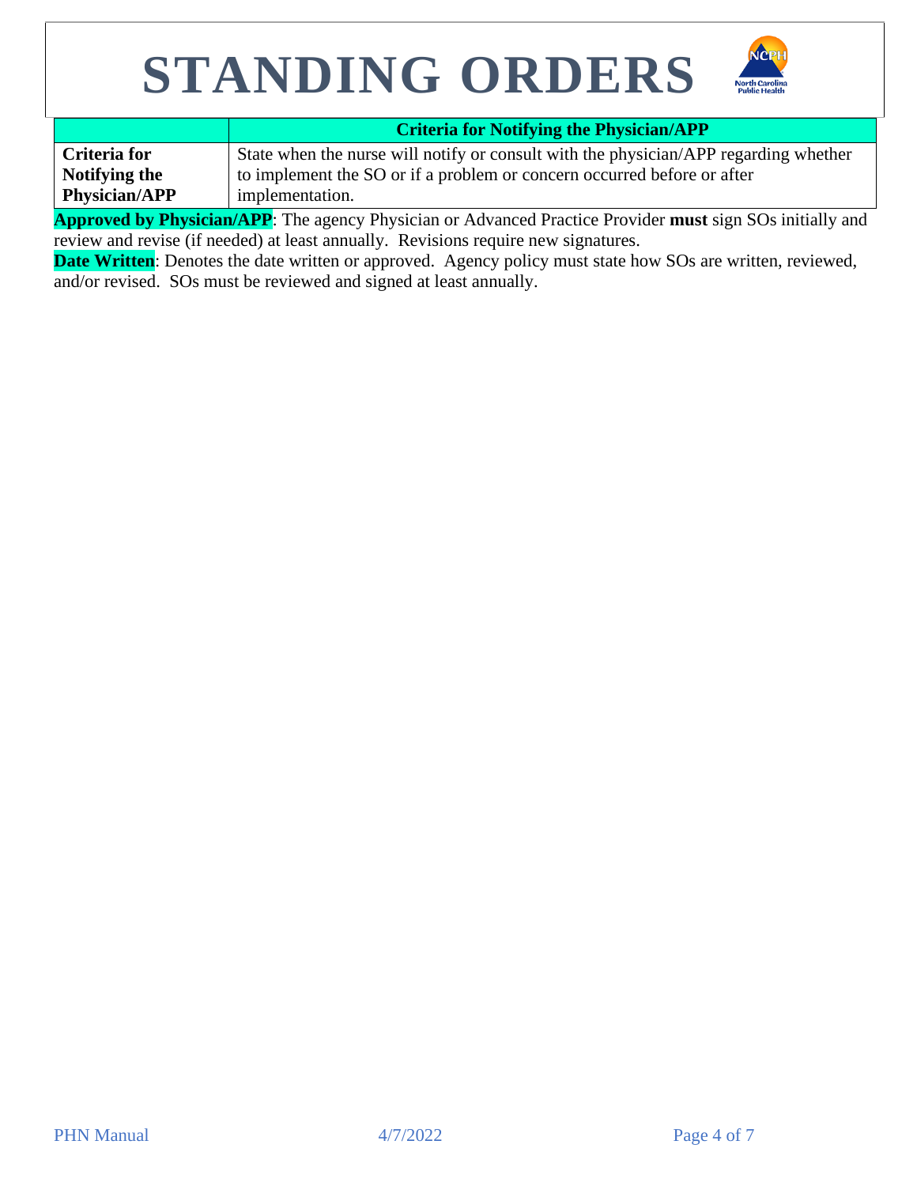# STANDING ORDERS

| | Criteria for Notifying the Physician/APP |
|---|---|
| **Criteria for Notifying the Physician/APP** | State when the nurse will notify or consult with the physician/APP regarding whether to implement the SO or if a problem or concern occurred before or after implementation. |

**Approved by Physician/APP**: The agency Physician or Advanced Practice Provider **must** sign SOs initially and review and revise (if needed) at least annually. Revisions require new signatures.

**Date Written**: Denotes the date written or approved. Agency policy must state how SOs are written, reviewed, and/or revised. SOs must be reviewed and signed at least annually.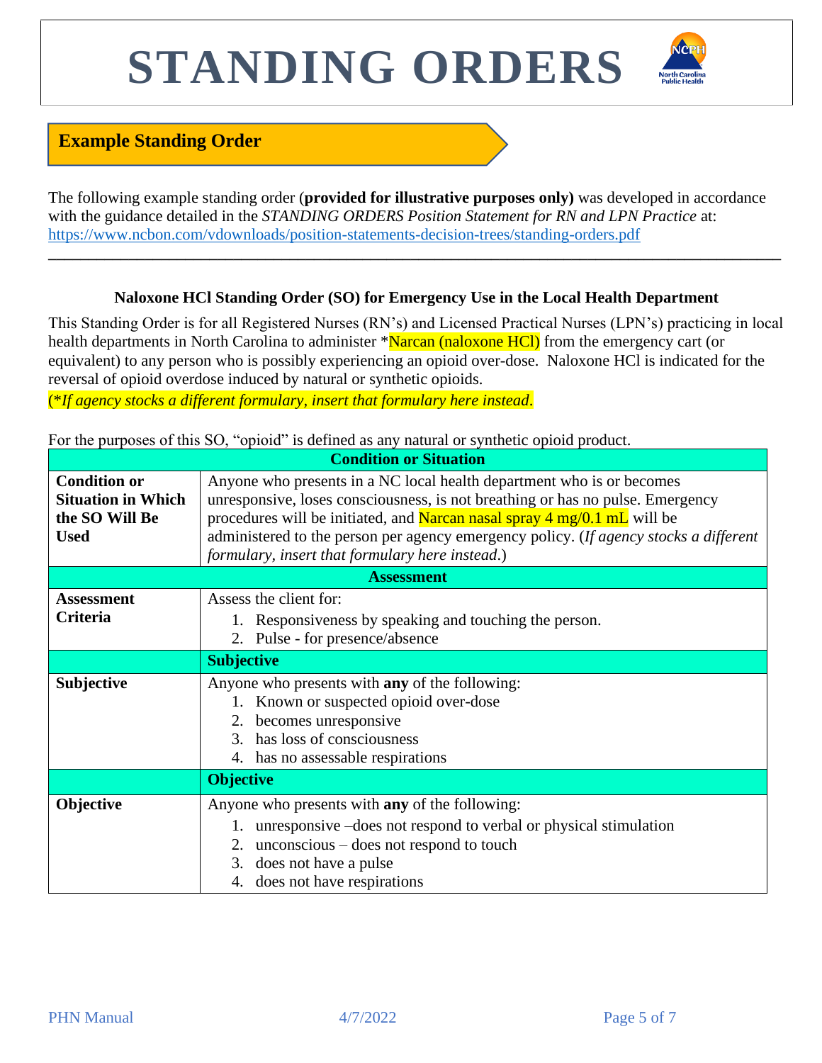# STANDING ORDERS

## Example Standing Order

The following example standing order (**provided for illustrative purposes only)** was developed in accordance with the guidance detailed in the *STANDING ORDERS Position Statement for RN and LPN Practice* at: https://www.ncbon.com/vdownloads/position-statements-decision-trees/standing-orders.pdf

---

### Naloxone HCl Standing Order (SO) for Emergency Use in the Local Health Department

This Standing Order is for all Registered Nurses (RN's) and Licensed Practical Nurses (LPN's) practicing in local health departments in North Carolina to administer *Narcan (naloxone HCl) from the emergency cart (or equivalent) to any person who is possibly experiencing an opioid over-dose. Naloxone HCl is indicated for the reversal of opioid overdose induced by natural or synthetic opioids.

*(*If agency stocks a different formulary, insert that formulary here instead.*

For the purposes of this SO, "opioid" is defined as any natural or synthetic opioid product.

| **Condition or Situation** | |
|---|---|
| **Condition or Situation in Which the SO Will Be Used** | Anyone who presents in a NC local health department who is or becomes unresponsive, loses consciousness, is not breathing or has no pulse. Emergency procedures will be initiated, and Narcan nasal spray 4 mg/0.1 mL will be administered to the person per agency emergency policy. (*If agency stocks a different formulary, insert that formulary here instead.*) |
| **Assessment** | |
| **Assessment Criteria** | Assess the client for:<br>1. Responsiveness by speaking and touching the person.<br>2. Pulse - for presence/absence |
| | **Subjective** |
| **Subjective** | Anyone who presents with **any** of the following:<br>1. Known or suspected opioid over-dose<br>2. becomes unresponsive<br>3. has loss of consciousness<br>4. has no assessable respirations |
| | **Objective** |
| **Objective** | Anyone who presents with **any** of the following:<br>1. unresponsive –does not respond to verbal or physical stimulation<br>2. unconscious – does not respond to touch<br>3. does not have a pulse<br>4. does not have respirations |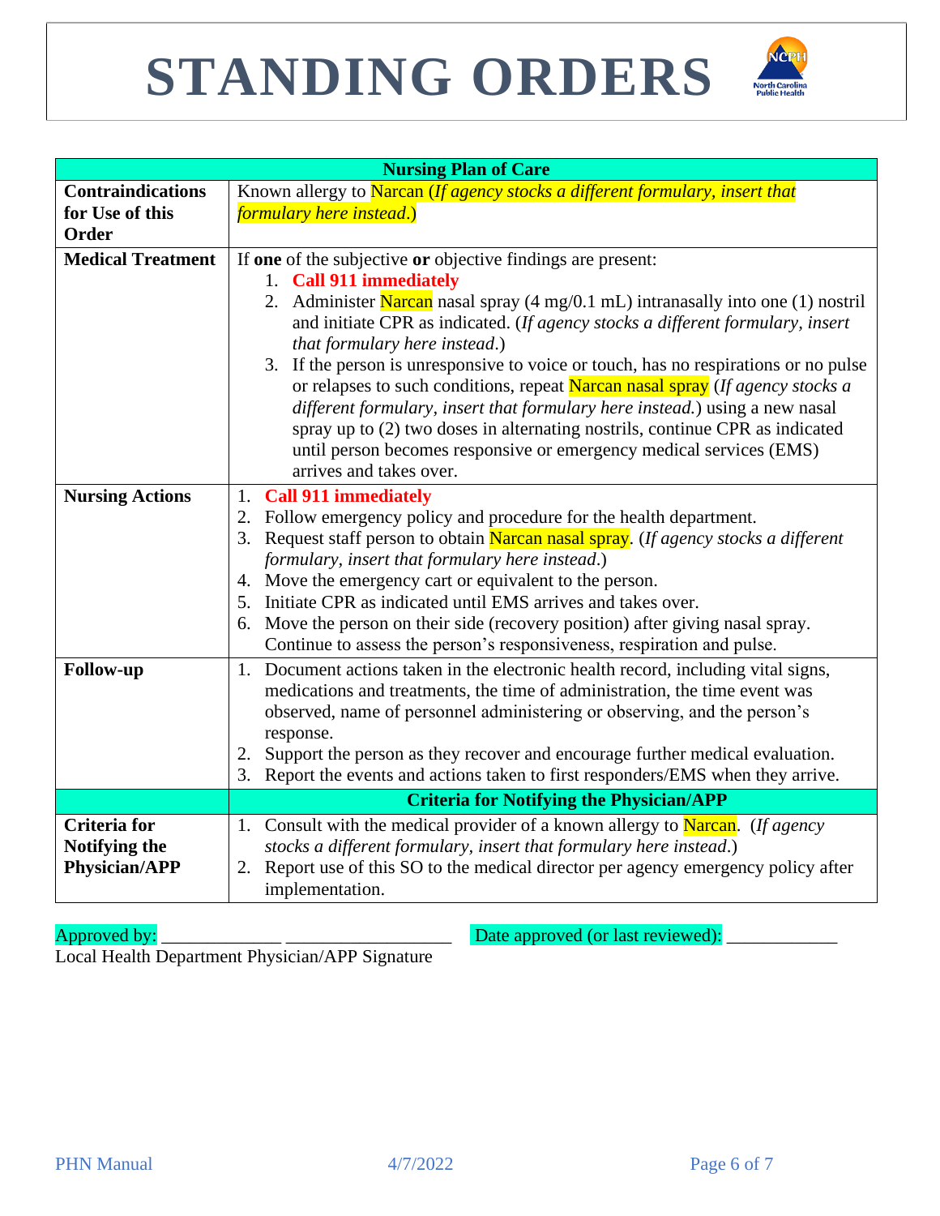# STANDING ORDERS

| Nursing Plan of Care | |
|---|---|
| **Contraindications for Use of this Order** | Known allergy to Narcan (*If agency stocks a different formulary, insert that formulary here instead*.) |
| **Medical Treatment** | If **one** of the subjective **or** objective findings are present:<br>1. **Call 911 immediately**<br>2. Administer Narcan nasal spray (4 mg/0.1 mL) intranasally into one (1) nostril and initiate CPR as indicated. (*If agency stocks a different formulary, insert that formulary here instead*.)<br>3. If the person is unresponsive to voice or touch, has no respirations or no pulse or relapses to such conditions, repeat Narcan nasal spray (*If agency stocks a different formulary, insert that formulary here instead.*) using a new nasal spray up to (2) two doses in alternating nostrils, continue CPR as indicated until person becomes responsive or emergency medical services (EMS) arrives and takes over. |
| **Nursing Actions** | 1. **Call 911 immediately**<br>2. Follow emergency policy and procedure for the health department.<br>3. Request staff person to obtain Narcan nasal spray. (*If agency stocks a different formulary, insert that formulary here instead*.)<br>4. Move the emergency cart or equivalent to the person.<br>5. Initiate CPR as indicated until EMS arrives and takes over.<br>6. Move the person on their side (recovery position) after giving nasal spray. Continue to assess the person's responsiveness, respiration and pulse. |
| **Follow-up** | 1. Document actions taken in the electronic health record, including vital signs, medications and treatments, the time of administration, the time event was observed, name of personnel administering or observing, and the person's response.<br>2. Support the person as they recover and encourage further medical evaluation.<br>3. Report the events and actions taken to first responders/EMS when they arrive. |
| | **Criteria for Notifying the Physician/APP** |
| **Criteria for Notifying the Physician/APP** | 1. Consult with the medical provider of a known allergy to Narcan. (*If agency stocks a different formulary, insert that formulary here instead*.)<br>2. Report use of this SO to the medical director per agency emergency policy after implementation. |

Approved by: _____________ _________________ Date approved (or last reviewed): ____________

Local Health Department Physician/APP Signature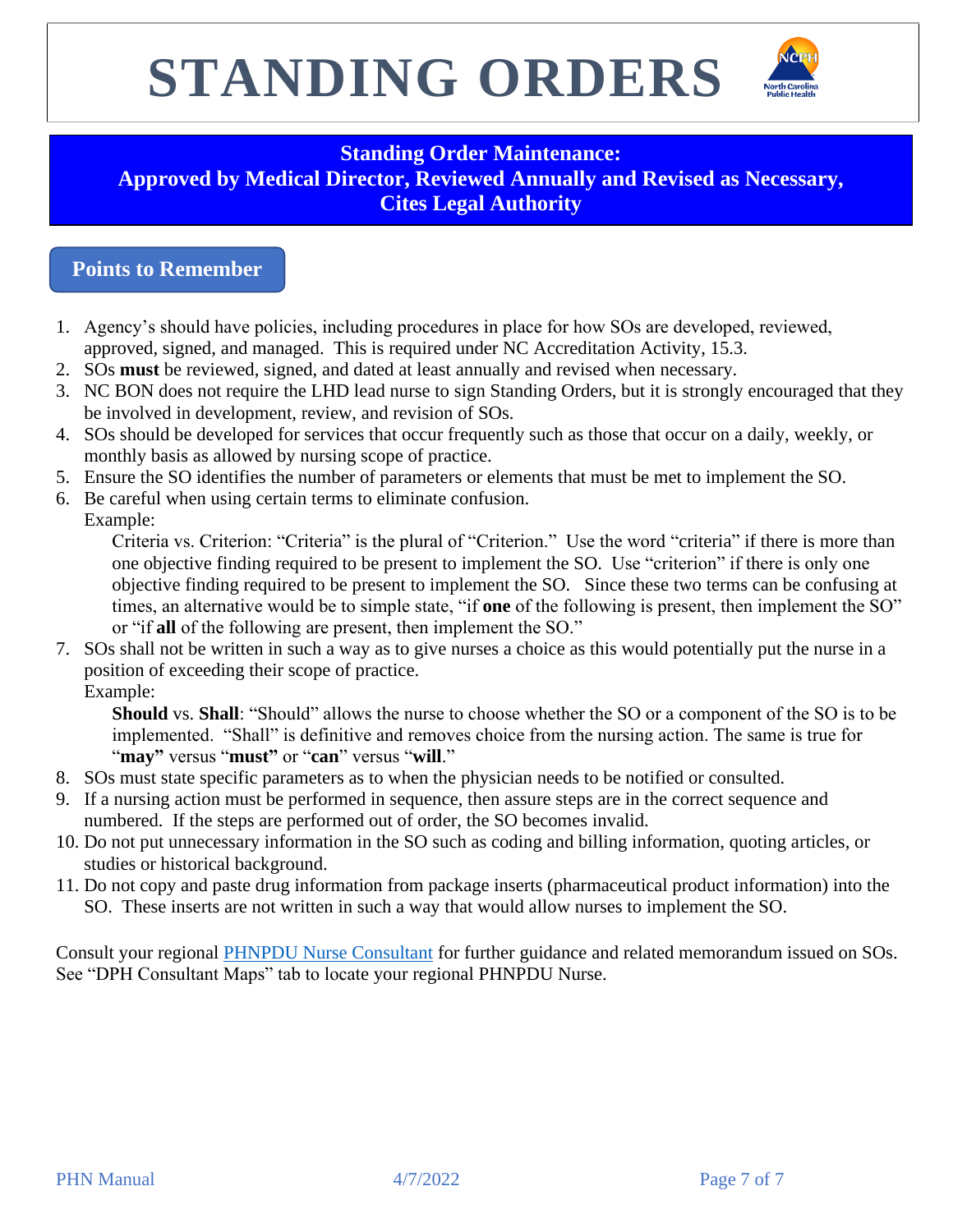# STANDING ORDERS

## Standing Order Maintenance: Approved by Medical Director, Reviewed Annually and Revised as Necessary, Cites Legal Authority

### Points to Remember

1. Agency's should have policies, including procedures in place for how SOs are developed, reviewed, approved, signed, and managed. This is required under NC Accreditation Activity, 15.3.
2. SOs **must** be reviewed, signed, and dated at least annually and revised when necessary.
3. NC BON does not require the LHD lead nurse to sign Standing Orders, but it is strongly encouraged that they be involved in development, review, and revision of SOs.
4. SOs should be developed for services that occur frequently such as those that occur on a daily, weekly, or monthly basis as allowed by nursing scope of practice.
5. Ensure the SO identifies the number of parameters or elements that must be met to implement the SO.
6. Be careful when using certain terms to eliminate confusion.
   Example:
   > Criteria vs. Criterion: "Criteria" is the plural of "Criterion." Use the word "criteria" if there is more than one objective finding required to be present to implement the SO. Use "criterion" if there is only one objective finding required to be present to implement the SO. Since these two terms can be confusing at times, an alternative would be to simple state, "if **one** of the following is present, then implement the SO" or "if **all** of the following are present, then implement the SO."
7. SOs shall not be written in such a way as to give nurses a choice as this would potentially put the nurse in a position of exceeding their scope of practice.
   Example:
   > **Should** vs. **Shall**: "Should" allows the nurse to choose whether the SO or a component of the SO is to be implemented. "Shall" is definitive and removes choice from the nursing action. The same is true for "**may"** versus "**must"** or "**can**" versus "**will**."
8. SOs must state specific parameters as to when the physician needs to be notified or consulted.
9. If a nursing action must be performed in sequence, then assure steps are in the correct sequence and numbered. If the steps are performed out of order, the SO becomes invalid.
10. Do not put unnecessary information in the SO such as coding and billing information, quoting articles, or studies or historical background.
11. Do not copy and paste drug information from package inserts (pharmaceutical product information) into the SO. These inserts are not written in such a way that would allow nurses to implement the SO.

Consult your regional PHNPDU Nurse Consultant for further guidance and related memorandum issued on SOs. See "DPH Consultant Maps" tab to locate your regional PHNPDU Nurse.